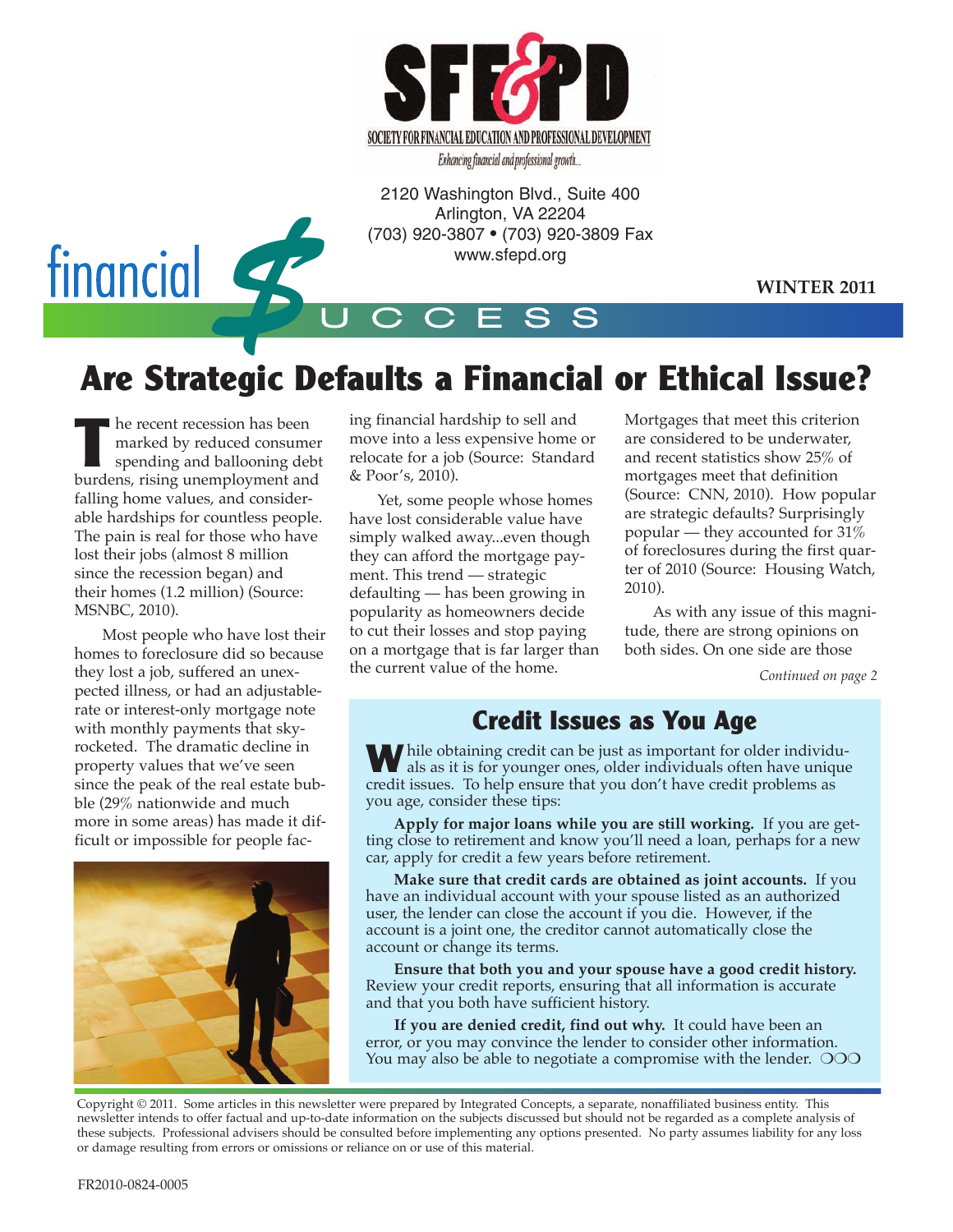SFE&PD

SOCIETY FOR FINANCIAL EDUCATION AND PROFESSIONAL DEVELOPMENT

*Enhancing financial and professional growth...*

2120 Washington Blvd., Suite 400
Arlington, VA 22204
(703) 920-3807 • (703) 920-3809 Fax
www.sfepd.org

financial $UCCESS

**WINTER 2011**

# Are Strategic Defaults a Financial or Ethical Issue?

The recent recession has been marked by reduced consumer spending and ballooning debt burdens, rising unemployment and falling home values, and considerable hardships for countless people. The pain is real for those who have lost their jobs (almost 8 million since the recession began) and their homes (1.2 million) (Source: MSNBC, 2010).

Most people who have lost their homes to foreclosure did so because they lost a job, suffered an unexpected illness, or had an adjustable-rate or interest-only mortgage note with monthly payments that skyrocketed. The dramatic decline in property values that we've seen since the peak of the real estate bubble (29% nationwide and much more in some areas) has made it difficult or impossible for people facing financial hardship to sell and move into a less expensive home or relocate for a job (Source: Standard & Poor's, 2010).

Yet, some people whose homes have lost considerable value have simply walked away...even though they can afford the mortgage payment. This trend — strategic defaulting — has been growing in popularity as homeowners decide to cut their losses and stop paying on a mortgage that is far larger than the current value of the home. Mortgages that meet this criterion are considered to be underwater, and recent statistics show 25% of mortgages meet that definition (Source: CNN, 2010). How popular are strategic defaults? Surprisingly popular — they accounted for 31% of foreclosures during the first quarter of 2010 (Source: Housing Watch, 2010).

As with any issue of this magnitude, there are strong opinions on both sides. On one side are those

*Continued on page 2*

## Credit Issues as You Age

While obtaining credit can be just as important for older individuals as it is for younger ones, older individuals often have unique credit issues. To help ensure that you don't have credit problems as you age, consider these tips:

**Apply for major loans while you are still working.** If you are getting close to retirement and know you'll need a loan, perhaps for a new car, apply for credit a few years before retirement.

**Make sure that credit cards are obtained as joint accounts.** If you have an individual account with your spouse listed as an authorized user, the lender can close the account if you die. However, if the account is a joint one, the creditor cannot automatically close the account or change its terms.

**Ensure that both you and your spouse have a good credit history.** Review your credit reports, ensuring that all information is accurate and that you both have sufficient history.

**If you are denied credit, find out why.** It could have been an error, or you may convince the lender to consider other information. You may also be able to negotiate a compromise with the lender. ❍❍❍

Copyright © 2011. Some articles in this newsletter were prepared by Integrated Concepts, a separate, nonaffiliated business entity. This newsletter intends to offer factual and up-to-date information on the subjects discussed but should not be regarded as a complete analysis of these subjects. Professional advisers should be consulted before implementing any options presented. No party assumes liability for any loss or damage resulting from errors or omissions or reliance on or use of this material.

FR2010-0824-0005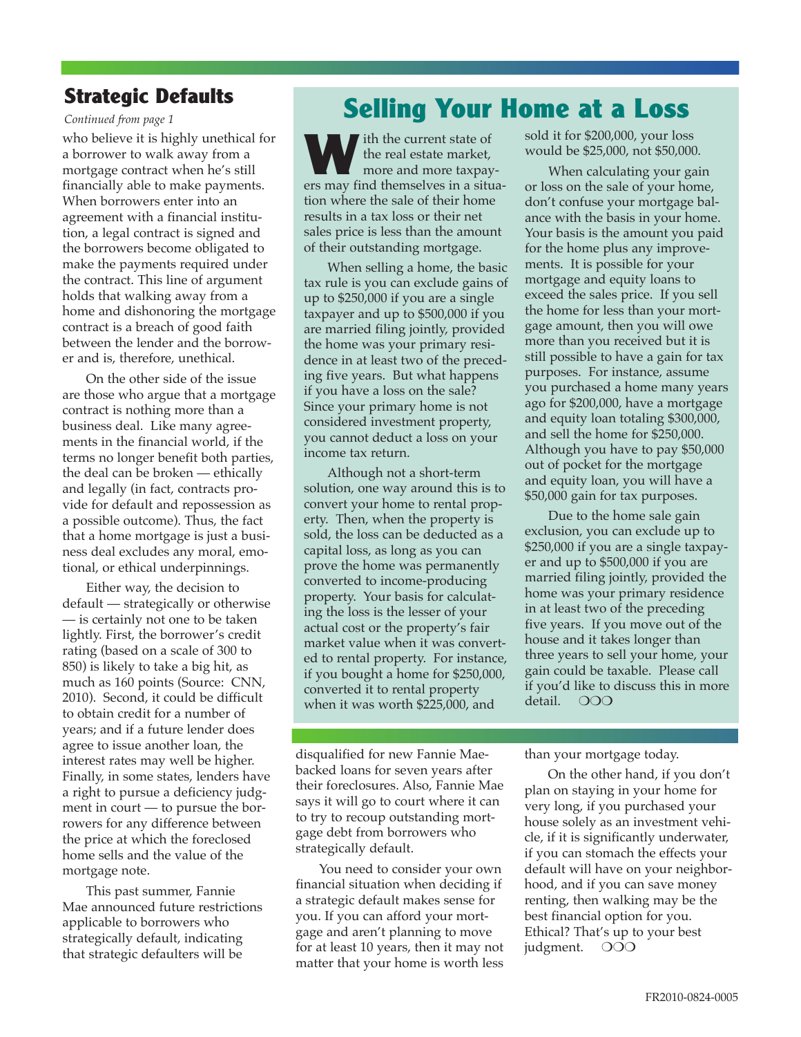## Strategic Defaults

*Continued from page 1*

who believe it is highly unethical for a borrower to walk away from a mortgage contract when he's still financially able to make payments. When borrowers enter into an agreement with a financial institution, a legal contract is signed and the borrowers become obligated to make the payments required under the contract. This line of argument holds that walking away from a home and dishonoring the mortgage contract is a breach of good faith between the lender and the borrower and is, therefore, unethical.

On the other side of the issue are those who argue that a mortgage contract is nothing more than a business deal. Like many agreements in the financial world, if the terms no longer benefit both parties, the deal can be broken — ethically and legally (in fact, contracts provide for default and repossession as a possible outcome). Thus, the fact that a home mortgage is just a business deal excludes any moral, emotional, or ethical underpinnings.

Either way, the decision to default — strategically or otherwise — is certainly not one to be taken lightly. First, the borrower's credit rating (based on a scale of 300 to 850) is likely to take a big hit, as much as 160 points (Source: CNN, 2010). Second, it could be difficult to obtain credit for a number of years; and if a future lender does agree to issue another loan, the interest rates may well be higher. Finally, in some states, lenders have a right to pursue a deficiency judgment in court — to pursue the borrowers for any difference between the price at which the foreclosed home sells and the value of the mortgage note.

This past summer, Fannie Mae announced future restrictions applicable to borrowers who strategically default, indicating that strategic defaulters will be disqualified for new Fannie Mae-backed loans for seven years after their foreclosures. Also, Fannie Mae says it will go to court where it can to try to recoup outstanding mortgage debt from borrowers who strategically default.

You need to consider your own financial situation when deciding if a strategic default makes sense for you. If you can afford your mortgage and aren't planning to move for at least 10 years, then it may not matter that your home is worth less than your mortgage today.

On the other hand, if you don't plan on staying in your home for very long, if you purchased your house solely as an investment vehicle, if it is significantly underwater, if you can stomach the effects your default will have on your neighborhood, and if you can save money renting, then walking may be the best financial option for you. Ethical? That's up to your best judgment. ❍❍❍

## Selling Your Home at a Loss

With the current state of the real estate market, more and more taxpayers may find themselves in a situation where the sale of their home results in a tax loss or their net sales price is less than the amount of their outstanding mortgage.

When selling a home, the basic tax rule is you can exclude gains of up to $250,000 if you are a single taxpayer and up to $500,000 if you are married filing jointly, provided the home was your primary residence in at least two of the preceding five years. But what happens if you have a loss on the sale? Since your primary home is not considered investment property, you cannot deduct a loss on your income tax return.

Although not a short-term solution, one way around this is to convert your home to rental property. Then, when the property is sold, the loss can be deducted as a capital loss, as long as you can prove the home was permanently converted to income-producing property. Your basis for calculating the loss is the lesser of your actual cost or the property's fair market value when it was converted to rental property. For instance, if you bought a home for $250,000, converted it to rental property when it was worth $225,000, and sold it for $200,000, your loss would be $25,000, not $50,000.

When calculating your gain or loss on the sale of your home, don't confuse your mortgage balance with the basis in your home. Your basis is the amount you paid for the home plus any improvements. It is possible for your mortgage and equity loans to exceed the sales price. If you sell the home for less than your mortgage amount, then you will owe more than you received but it is still possible to have a gain for tax purposes. For instance, assume you purchased a home many years ago for $200,000, have a mortgage and equity loan totaling $300,000, and sell the home for $250,000. Although you have to pay $50,000 out of pocket for the mortgage and equity loan, you will have a $50,000 gain for tax purposes.

Due to the home sale gain exclusion, you can exclude up to $250,000 if you are a single taxpayer and up to $500,000 if you are married filing jointly, provided the home was your primary residence in at least two of the preceding five years. If you move out of the house and it takes longer than three years to sell your home, your gain could be taxable. Please call if you'd like to discuss this in more detail. ❍❍❍

FR2010-0824-0005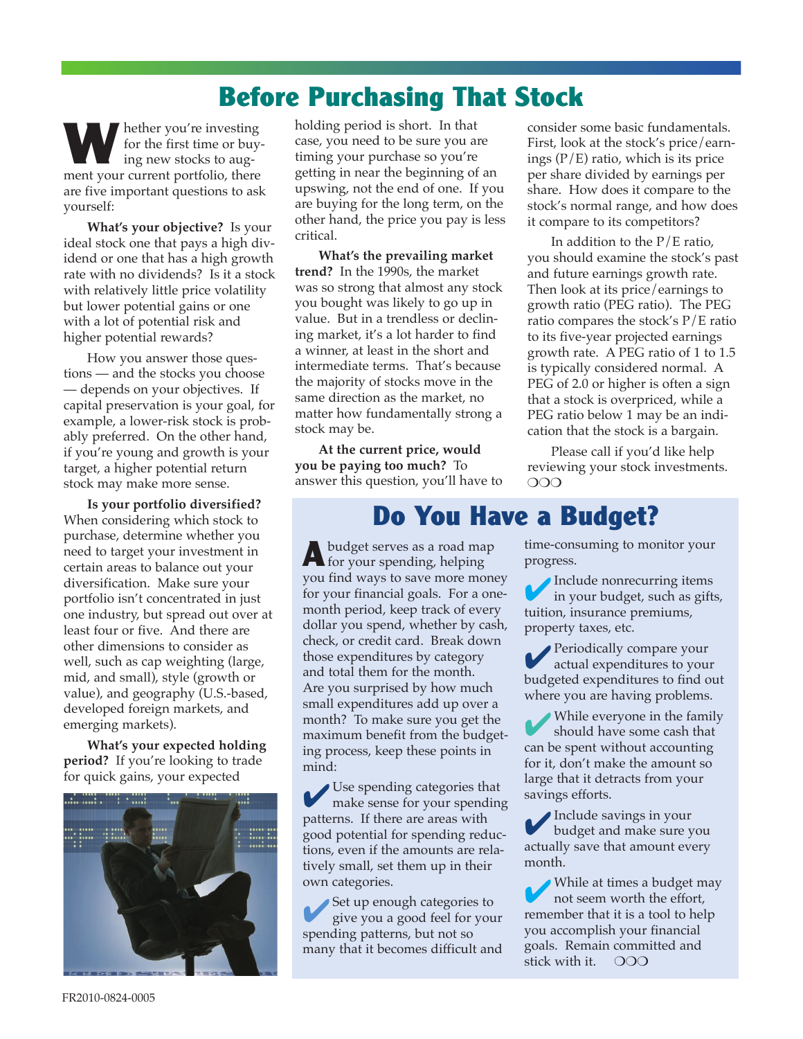# Before Purchasing That Stock

Whether you're investing for the first time or buying new stocks to augment your current portfolio, there are five important questions to ask yourself:

**What's your objective?** Is your ideal stock one that pays a high dividend or one that has a high growth rate with no dividends? Is it a stock with relatively little price volatility but lower potential gains or one with a lot of potential risk and higher potential rewards?

How you answer those questions — and the stocks you choose — depends on your objectives. If capital preservation is your goal, for example, a lower-risk stock is probably preferred. On the other hand, if you're young and growth is your target, a higher potential return stock may make more sense.

**Is your portfolio diversified?** When considering which stock to purchase, determine whether you need to target your investment in certain areas to balance out your diversification. Make sure your portfolio isn't concentrated in just one industry, but spread out over at least four or five. And there are other dimensions to consider as well, such as cap weighting (large, mid, and small), style (growth or value), and geography (U.S.-based, developed foreign markets, and emerging markets).

**What's your expected holding period?** If you're looking to trade for quick gains, your expected holding period is short. In that case, you need to be sure you are timing your purchase so you're getting in near the beginning of an upswing, not the end of one. If you are buying for the long term, on the other hand, the price you pay is less critical.

**What's the prevailing market trend?** In the 1990s, the market was so strong that almost any stock you bought was likely to go up in value. But in a trendless or declining market, it's a lot harder to find a winner, at least in the short and intermediate terms. That's because the majority of stocks move in the same direction as the market, no matter how fundamentally strong a stock may be.

**At the current price, would you be paying too much?** To answer this question, you'll have to consider some basic fundamentals. First, look at the stock's price/earnings (P/E) ratio, which is its price per share divided by earnings per share. How does it compare to the stock's normal range, and how does it compare to its competitors?

In addition to the P/E ratio, you should examine the stock's past and future earnings growth rate. Then look at its price/earnings to growth ratio (PEG ratio). The PEG ratio compares the stock's P/E ratio to its five-year projected earnings growth rate. A PEG ratio of 1 to 1.5 is typically considered normal. A PEG of 2.0 or higher is often a sign that a stock is overpriced, while a PEG ratio below 1 may be an indication that the stock is a bargain.

Please call if you'd like help reviewing your stock investments. ❍❍❍

# Do You Have a Budget?

A budget serves as a road map for your spending, helping you find ways to save more money for your financial goals. For a one-month period, keep track of every dollar you spend, whether by cash, check, or credit card. Break down those expenditures by category and total them for the month. Are you surprised by how much small expenditures add up over a month? To make sure you get the maximum benefit from the budgeting process, keep these points in mind:

- ✔ Use spending categories that make sense for your spending patterns. If there are areas with good potential for spending reductions, even if the amounts are relatively small, set them up in their own categories.
- ✔ Set up enough categories to give you a good feel for your spending patterns, but not so many that it becomes difficult and time-consuming to monitor your progress.
- ✔ Include nonrecurring items in your budget, such as gifts, tuition, insurance premiums, property taxes, etc.
- ✔ Periodically compare your actual expenditures to your budgeted expenditures to find out where you are having problems.
- ✔ While everyone in the family should have some cash that can be spent without accounting for it, don't make the amount so large that it detracts from your savings efforts.
- ✔ Include savings in your budget and make sure you actually save that amount every month.
- ✔ While at times a budget may not seem worth the effort, remember that it is a tool to help you accomplish your financial goals. Remain committed and stick with it. ❍❍❍

FR2010-0824-0005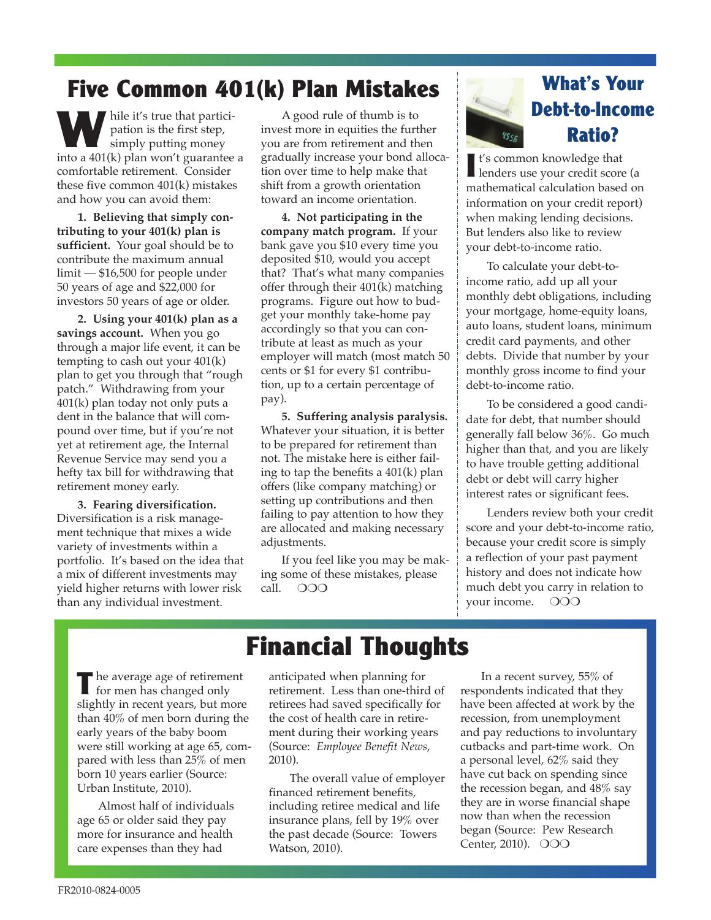# Five Common 401(k) Plan Mistakes

While it's true that participation is the first step, simply putting money into a 401(k) plan won't guarantee a comfortable retirement. Consider these five common 401(k) mistakes and how you can avoid them:

**1. Believing that simply contributing to your 401(k) plan is sufficient.** Your goal should be to contribute the maximum annual limit — $16,500 for people under 50 years of age and $22,000 for investors 50 years of age or older.

**2. Using your 401(k) plan as a savings account.** When you go through a major life event, it can be tempting to cash out your 401(k) plan to get you through that "rough patch." Withdrawing from your 401(k) plan today not only puts a dent in the balance that will compound over time, but if you're not yet at retirement age, the Internal Revenue Service may send you a hefty tax bill for withdrawing that retirement money early.

**3. Fearing diversification.** Diversification is a risk management technique that mixes a wide variety of investments within a portfolio. It's based on the idea that a mix of different investments may yield higher returns with lower risk than any individual investment.

A good rule of thumb is to invest more in equities the further you are from retirement and then gradually increase your bond allocation over time to help make that shift from a growth orientation toward an income orientation.

**4. Not participating in the company match program.** If your bank gave you $10 every time you deposited $10, would you accept that? That's what many companies offer through their 401(k) matching programs. Figure out how to budget your monthly take-home pay accordingly so that you can contribute at least as much as your employer will match (most match 50 cents or $1 for every $1 contribution, up to a certain percentage of pay).

**5. Suffering analysis paralysis.** Whatever your situation, it is better to be prepared for retirement than not. The mistake here is either failing to tap the benefits a 401(k) plan offers (like company matching) or setting up contributions and then failing to pay attention to how they are allocated and making necessary adjustments.

If you feel like you may be making some of these mistakes, please call. ❍❍❍

# What's Your Debt-to-Income Ratio?

It's common knowledge that lenders use your credit score (a mathematical calculation based on information on your credit report) when making lending decisions. But lenders also like to review your debt-to-income ratio.

To calculate your debt-to-income ratio, add up all your monthly debt obligations, including your mortgage, home-equity loans, auto loans, student loans, minimum credit card payments, and other debts. Divide that number by your monthly gross income to find your debt-to-income ratio.

To be considered a good candidate for debt, that number should generally fall below 36%. Go much higher than that, and you are likely to have trouble getting additional debt or debt will carry higher interest rates or significant fees.

Lenders review both your credit score and your debt-to-income ratio, because your credit score is simply a reflection of your past payment history and does not indicate how much debt you carry in relation to your income. ❍❍❍

# Financial Thoughts

The average age of retirement for men has changed only slightly in recent years, but more than 40% of men born during the early years of the baby boom were still working at age 65, compared with less than 25% of men born 10 years earlier (Source: Urban Institute, 2010).

Almost half of individuals age 65 or older said they pay more for insurance and health care expenses than they had anticipated when planning for retirement. Less than one-third of retirees had saved specifically for the cost of health care in retirement during their working years (Source: *Employee Benefit News*, 2010).

The overall value of employer financed retirement benefits, including retiree medical and life insurance plans, fell by 19% over the past decade (Source: Towers Watson, 2010).

In a recent survey, 55% of respondents indicated that they have been affected at work by the recession, from unemployment and pay reductions to involuntary cutbacks and part-time work. On a personal level, 62% said they have cut back on spending since the recession began, and 48% say they are in worse financial shape now than when the recession began (Source: Pew Research Center, 2010). ❍❍❍

FR2010-0824-0005